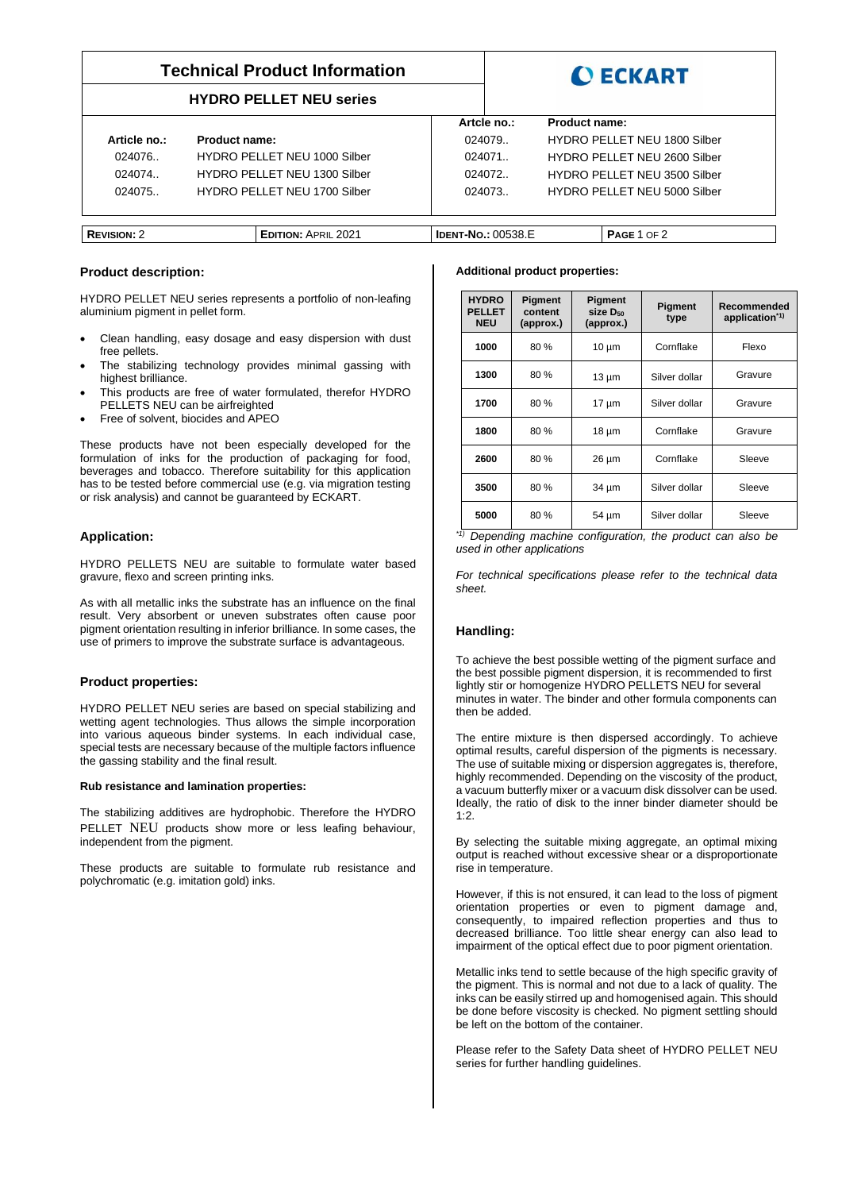# Technical Product Information

## HYDRO PELLET NEU series

**ECKART**

| Article no.: | Product name: | Artcle no.: | Product name: |
|---|---|---|---|
| 024076.. | HYDRO PELLET NEU 1000 Silber | 024079.. | HYDRO PELLET NEU 1800 Silber |
| 024074.. | HYDRO PELLET NEU 1300 Silber | 024071.. | HYDRO PELLET NEU 2600 Silber |
| 024075.. | HYDRO PELLET NEU 1700 Silber | 024072.. | HYDRO PELLET NEU 3500 Silber |
| | | 024073.. | HYDRO PELLET NEU 5000 Silber |

**REVISION:** 2 | **EDITION:** APRIL 2021 | **IDENT-NO.:** 00538.E

### Product description:

HYDRO PELLET NEU series represents a portfolio of non-leafing aluminium pigment in pellet form.

- Clean handling, easy dosage and easy dispersion with dust free pellets.
- The stabilizing technology provides minimal gassing with highest brilliance.
- This products are free of water formulated, therefor HYDRO PELLETS NEU can be airfreighted
- Free of solvent, biocides and APEO

These products have not been especially developed for the formulation of inks for the production of packaging for food, beverages and tobacco. Therefore suitability for this application has to be tested before commercial use (e.g. via migration testing or risk analysis) and cannot be guaranteed by ECKART.

### Application:

HYDRO PELLETS NEU are suitable to formulate water based gravure, flexo and screen printing inks.

As with all metallic inks the substrate has an influence on the final result. Very absorbent or uneven substrates often cause poor pigment orientation resulting in inferior brilliance. In some cases, the use of primers to improve the substrate surface is advantageous.

### Product properties:

HYDRO PELLET NEU series are based on special stabilizing and wetting agent technologies. Thus allows the simple incorporation into various aqueous binder systems. In each individual case, special tests are necessary because of the multiple factors influence the gassing stability and the final result.

**Rub resistance and lamination properties:**

The stabilizing additives are hydrophobic. Therefore the HYDRO PELLET NEU products show more or less leafing behaviour, independent from the pigment.

These products are suitable to formulate rub resistance and polychromatic (e.g. imitation gold) inks.

**Additional product properties:**

| HYDRO PELLET NEU | Pigment content (approx.) | Pigment size $D_{50}$ (approx.) | Pigment type | Recommended application[*1)] |
|---|---|---|---|---|
| 1000 | 80 % | 10 µm | Cornflake | Flexo |
| 1300 | 80 % | 13 µm | Silver dollar | Gravure |
| 1700 | 80 % | 17 µm | Silver dollar | Gravure |
| 1800 | 80 % | 18 µm | Cornflake | Gravure |
| 2600 | 80 % | 26 µm | Cornflake | Sleeve |
| 3500 | 80 % | 34 µm | Silver dollar | Sleeve |
| 5000 | 80 % | 54 µm | Silver dollar | Sleeve |

*[*1)] Depending machine configuration, the product can also be used in other applications*

*For technical specifications please refer to the technical data sheet.*

### Handling:

To achieve the best possible wetting of the pigment surface and the best possible pigment dispersion, it is recommended to first lightly stir or homogenize HYDRO PELLETS NEU for several minutes in water. The binder and other formula components can then be added.

The entire mixture is then dispersed accordingly. To achieve optimal results, careful dispersion of the pigments is necessary. The use of suitable mixing or dispersion aggregates is, therefore, highly recommended. Depending on the viscosity of the product, a vacuum butterfly mixer or a vacuum disk dissolver can be used. Ideally, the ratio of disk to the inner binder diameter should be 1:2.

By selecting the suitable mixing aggregate, an optimal mixing output is reached without excessive shear or a disproportionate rise in temperature.

However, if this is not ensured, it can lead to the loss of pigment orientation properties or even to pigment damage and, consequently, to impaired reflection properties and thus to decreased brilliance. Too little shear energy can also lead to impairment of the optical effect due to poor pigment orientation.

Metallic inks tend to settle because of the high specific gravity of the pigment. This is normal and not due to a lack of quality. The inks can be easily stirred up and homogenised again. This should be done before viscosity is checked. No pigment settling should be left on the bottom of the container.

Please refer to the Safety Data sheet of HYDRO PELLET NEU series for further handling guidelines.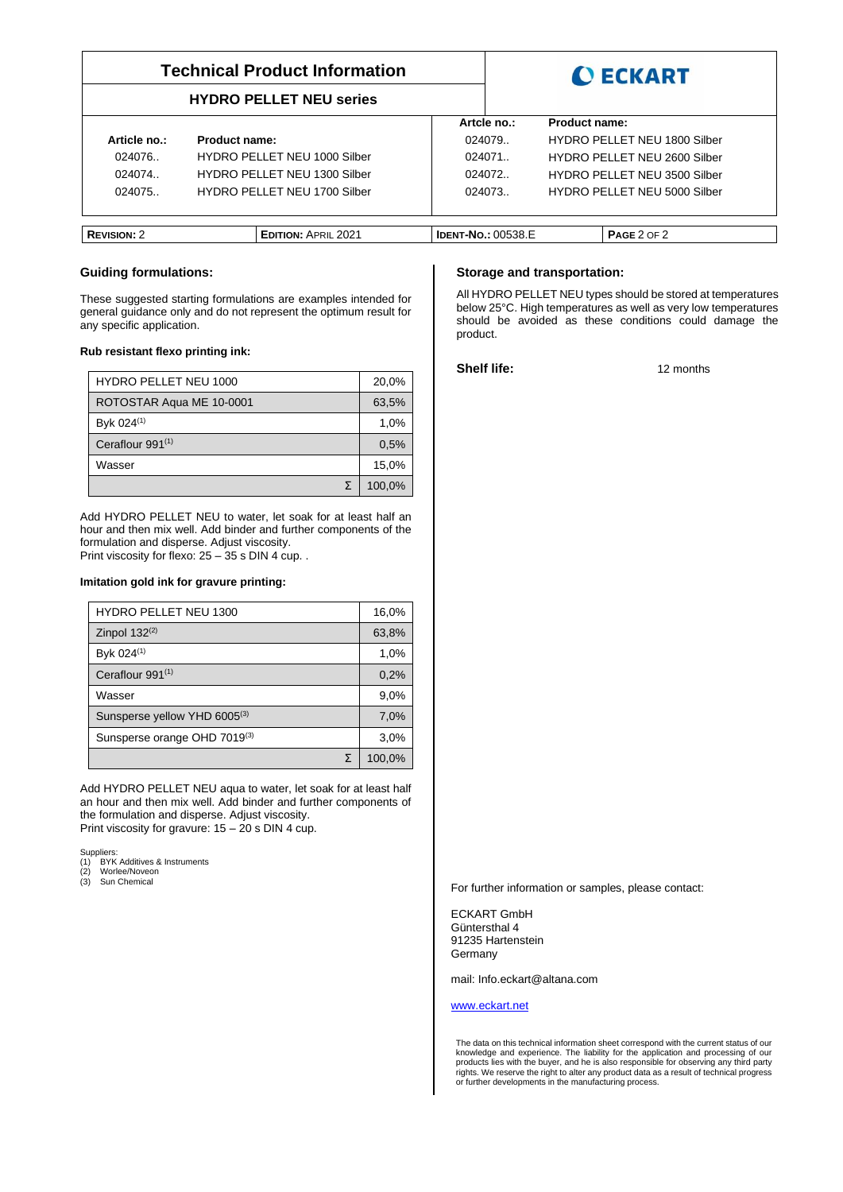# Technical Product Information

## HYDRO PELLET NEU series

| Article no.: | Product name: | Artcle no.: | Product name: |
|---|---|---|---|
| 024076.. | HYDRO PELLET NEU 1000 Silber | 024079.. | HYDRO PELLET NEU 1800 Silber |
| 024074.. | HYDRO PELLET NEU 1300 Silber | 024071.. | HYDRO PELLET NEU 2600 Silber |
| 024075.. | HYDRO PELLET NEU 1700 Silber | 024072.. | HYDRO PELLET NEU 3500 Silber |
| | | 024073.. | HYDRO PELLET NEU 5000 Silber |

**REVISION:** 2 | **EDITION:** APRIL 2021 | **IDENT-NO.:** 00538.E

### Guiding formulations:

These suggested starting formulations are examples intended for general guidance only and do not represent the optimum result for any specific application.

**Rub resistant flexo printing ink:**

| | |
|---|---|
| HYDRO PELLET NEU 1000 | 20,0% |
| ROTOSTAR Aqua ME 10-0001 | 63,5% |
| Byk 024[1] | 1,0% |
| Ceraflour 991[1] | 0,5% |
| Wasser | 15,0% |
| Σ | 100,0% |

Add HYDRO PELLET NEU to water, let soak for at least half an hour and then mix well. Add binder and further components of the formulation and disperse. Adjust viscosity.
Print viscosity for flexo: 25 – 35 s DIN 4 cup. .

**Imitation gold ink for gravure printing:**

| | |
|---|---|
| HYDRO PELLET NEU 1300 | 16,0% |
| Zinpol 132[2] | 63,8% |
| Byk 024[1] | 1,0% |
| Ceraflour 991[1] | 0,2% |
| Wasser | 9,0% |
| Sunsperse yellow YHD 6005[3] | 7,0% |
| Sunsperse orange OHD 7019[3] | 3,0% |
| Σ | 100,0% |

Add HYDRO PELLET NEU aqua to water, let soak for at least half an hour and then mix well. Add binder and further components of the formulation and disperse. Adjust viscosity.
Print viscosity for gravure: 15 – 20 s DIN 4 cup.

Suppliers:
(1) BYK Additives & Instruments
(2) Worlee/Noveon
(3) Sun Chemical

### Storage and transportation:

All HYDRO PELLET NEU types should be stored at temperatures below 25°C. High temperatures as well as very low temperatures should be avoided as these conditions could damage the product.

**Shelf life:** 12 months

For further information or samples, please contact:

ECKART GmbH
Güntersthal 4
91235 Hartenstein
Germany

mail: Info.eckart@altana.com

www.eckart.net

The data on this technical information sheet correspond with the current status of our knowledge and experience. The liability for the application and processing of our products lies with the buyer, and he is also responsible for observing any third party rights. We reserve the right to alter any product data as a result of technical progress or further developments in the manufacturing process.